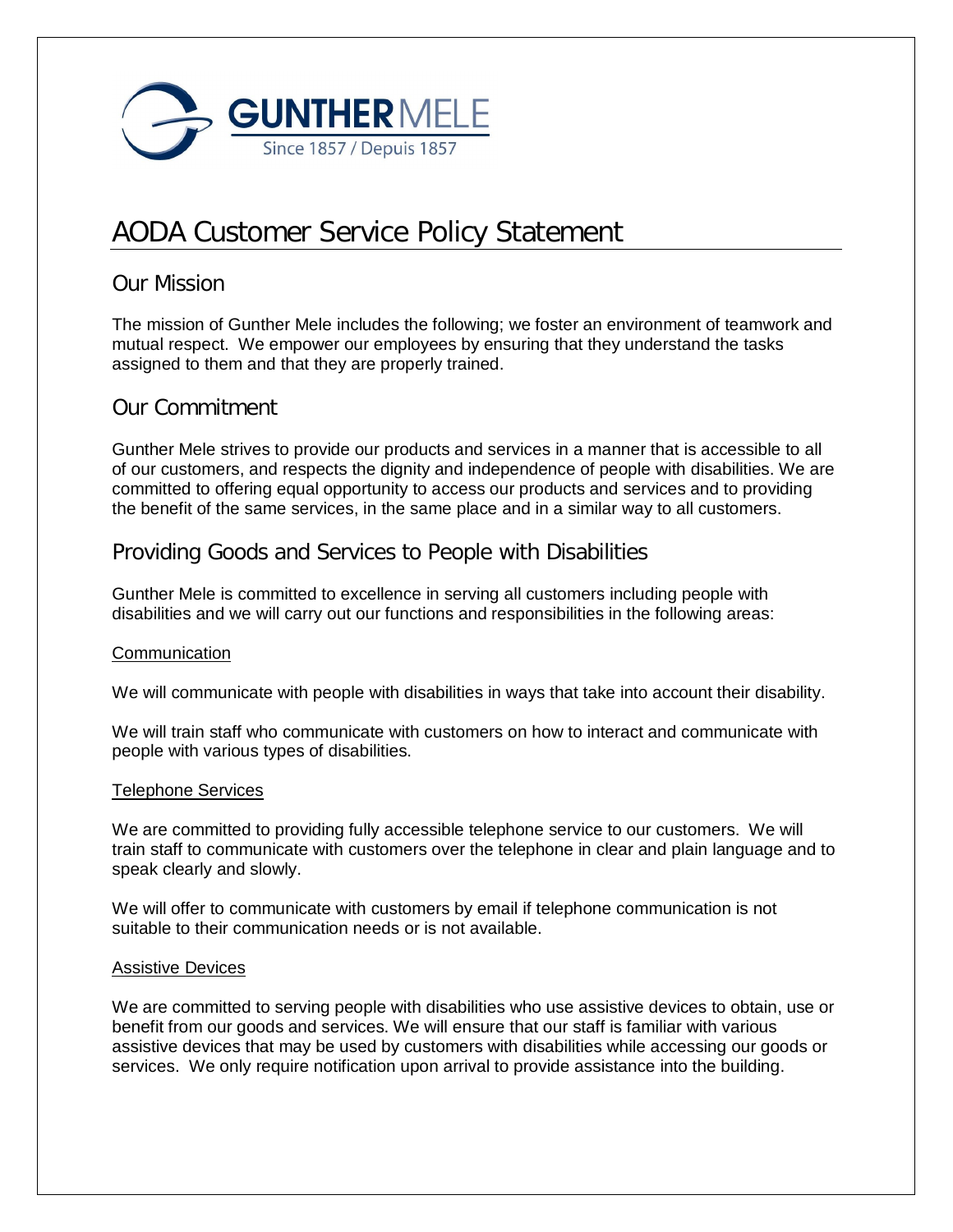GUNTHER MELE

Since 1857 / Depuis 1857

# AODA Customer Service Policy Statement

## Our Mission

The mission of Gunther Mele includes the following; we foster an environment of teamwork and mutual respect. We empower our employees by ensuring that they understand the tasks assigned to them and that they are properly trained.

## Our Commitment

Gunther Mele strives to provide our products and services in a manner that is accessible to all of our customers, and respects the dignity and independence of people with disabilities. We are committed to offering equal opportunity to access our products and services and to providing the benefit of the same services, in the same place and in a similar way to all customers.

## Providing Goods and Services to People with Disabilities

Gunther Mele is committed to excellence in serving all customers including people with disabilities and we will carry out our functions and responsibilities in the following areas:

### Communication

We will communicate with people with disabilities in ways that take into account their disability.

We will train staff who communicate with customers on how to interact and communicate with people with various types of disabilities.

### Telephone Services

We are committed to providing fully accessible telephone service to our customers. We will train staff to communicate with customers over the telephone in clear and plain language and to speak clearly and slowly.

We will offer to communicate with customers by email if telephone communication is not suitable to their communication needs or is not available.

### Assistive Devices

We are committed to serving people with disabilities who use assistive devices to obtain, use or benefit from our goods and services. We will ensure that our staff is familiar with various assistive devices that may be used by customers with disabilities while accessing our goods or services. We only require notification upon arrival to provide assistance into the building.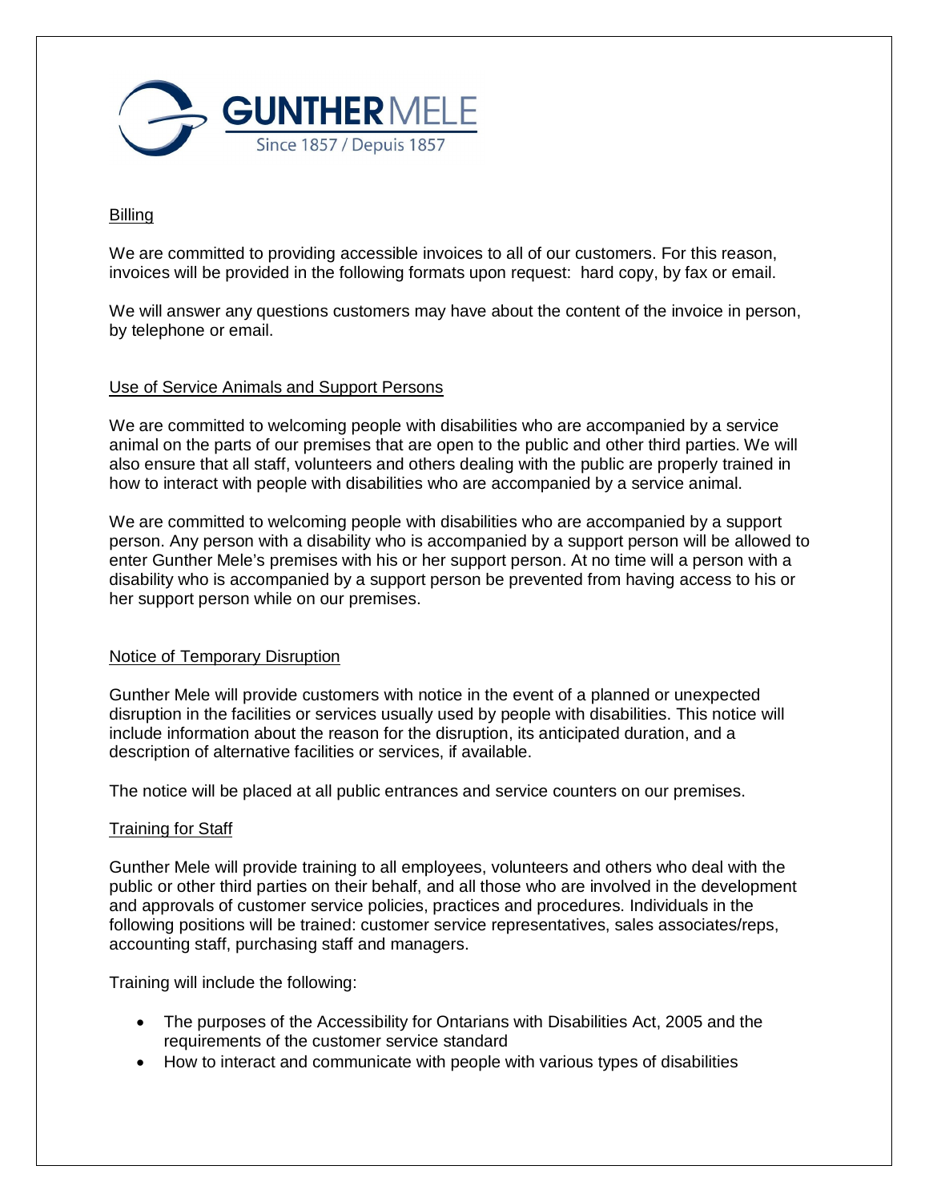## Billing

We are committed to providing accessible invoices to all of our customers. For this reason, invoices will be provided in the following formats upon request: hard copy, by fax or email.

We will answer any questions customers may have about the content of the invoice in person, by telephone or email.

## Use of Service Animals and Support Persons

We are committed to welcoming people with disabilities who are accompanied by a service animal on the parts of our premises that are open to the public and other third parties. We will also ensure that all staff, volunteers and others dealing with the public are properly trained in how to interact with people with disabilities who are accompanied by a service animal.

We are committed to welcoming people with disabilities who are accompanied by a support person. Any person with a disability who is accompanied by a support person will be allowed to enter Gunther Mele's premises with his or her support person. At no time will a person with a disability who is accompanied by a support person be prevented from having access to his or her support person while on our premises.

## Notice of Temporary Disruption

Gunther Mele will provide customers with notice in the event of a planned or unexpected disruption in the facilities or services usually used by people with disabilities. This notice will include information about the reason for the disruption, its anticipated duration, and a description of alternative facilities or services, if available.

The notice will be placed at all public entrances and service counters on our premises.

## Training for Staff

Gunther Mele will provide training to all employees, volunteers and others who deal with the public or other third parties on their behalf, and all those who are involved in the development and approvals of customer service policies, practices and procedures. Individuals in the following positions will be trained: customer service representatives, sales associates/reps, accounting staff, purchasing staff and managers.

Training will include the following:

- The purposes of the Accessibility for Ontarians with Disabilities Act, 2005 and the requirements of the customer service standard
- How to interact and communicate with people with various types of disabilities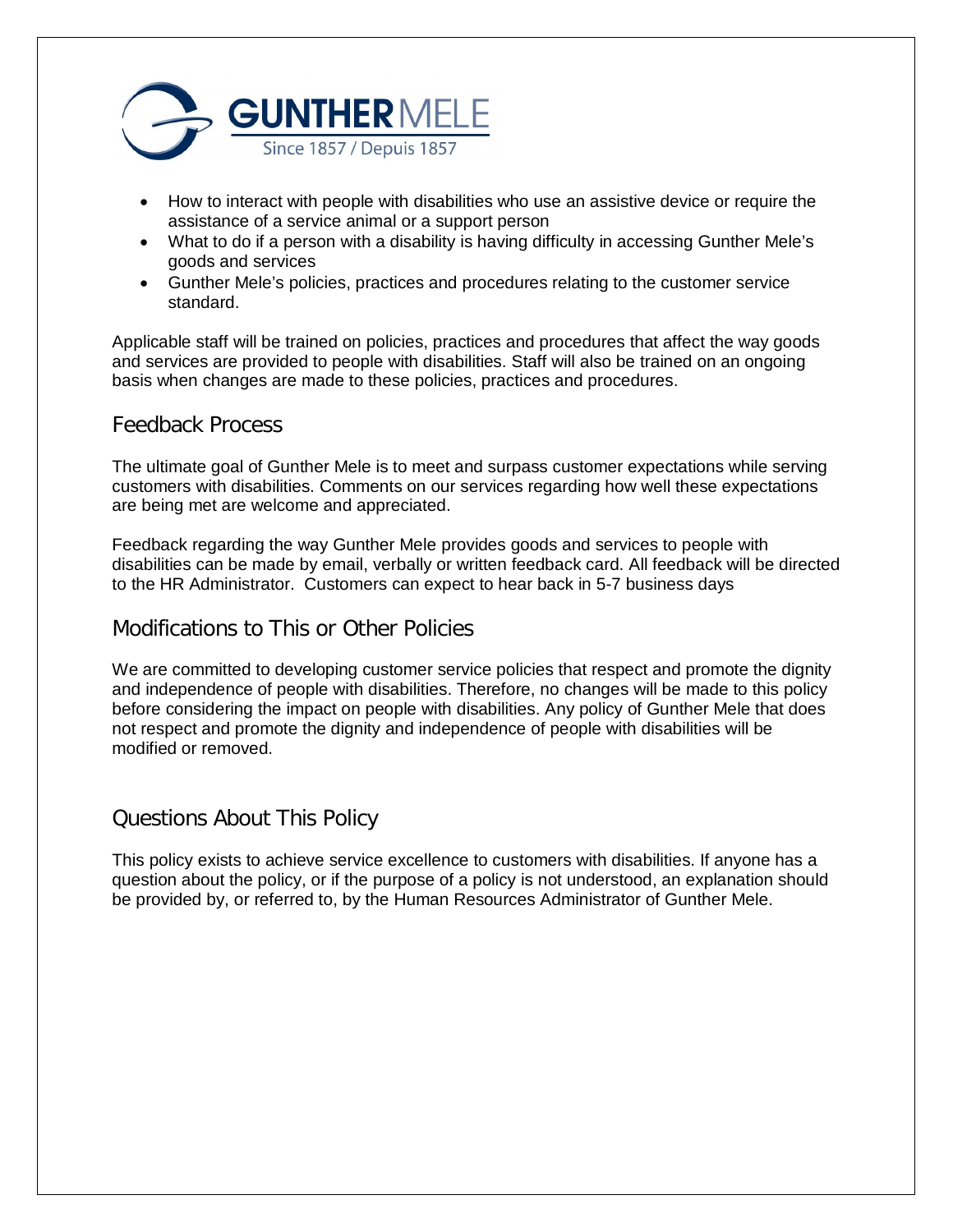- How to interact with people with disabilities who use an assistive device or require the assistance of a service animal or a support person
- What to do if a person with a disability is having difficulty in accessing Gunther Mele's goods and services
- Gunther Mele's policies, practices and procedures relating to the customer service standard.

Applicable staff will be trained on policies, practices and procedures that affect the way goods and services are provided to people with disabilities. Staff will also be trained on an ongoing basis when changes are made to these policies, practices and procedures.

## Feedback Process

The ultimate goal of Gunther Mele is to meet and surpass customer expectations while serving customers with disabilities. Comments on our services regarding how well these expectations are being met are welcome and appreciated.

Feedback regarding the way Gunther Mele provides goods and services to people with disabilities can be made by email, verbally or written feedback card. All feedback will be directed to the HR Administrator. Customers can expect to hear back in 5-7 business days

## Modifications to This or Other Policies

We are committed to developing customer service policies that respect and promote the dignity and independence of people with disabilities. Therefore, no changes will be made to this policy before considering the impact on people with disabilities. Any policy of Gunther Mele that does not respect and promote the dignity and independence of people with disabilities will be modified or removed.

## Questions About This Policy

This policy exists to achieve service excellence to customers with disabilities. If anyone has a question about the policy, or if the purpose of a policy is not understood, an explanation should be provided by, or referred to, by the Human Resources Administrator of Gunther Mele.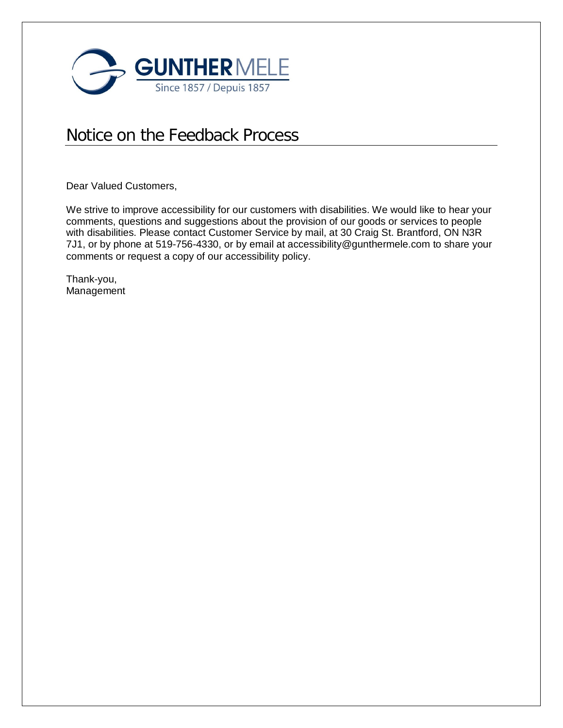GUNTHER MELE
Since 1857 / Depuis 1857

# Notice on the Feedback Process

Dear Valued Customers,

We strive to improve accessibility for our customers with disabilities. We would like to hear your comments, questions and suggestions about the provision of our goods or services to people with disabilities. Please contact Customer Service by mail, at 30 Craig St. Brantford, ON N3R 7J1, or by phone at 519-756-4330, or by email at accessibility@gunthermele.com to share your comments or request a copy of our accessibility policy.

Thank-you,
Management